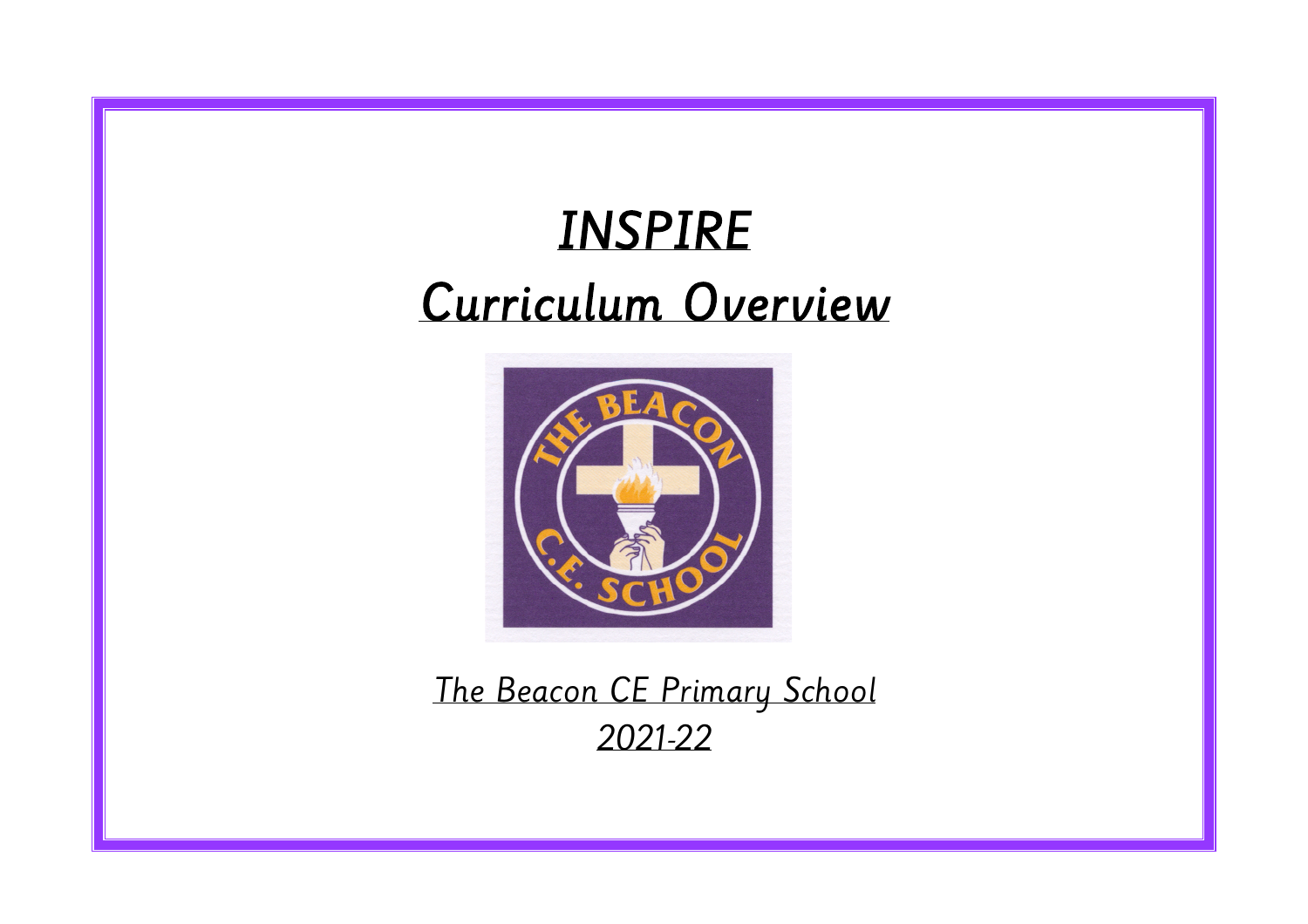# *INSPIRE*

# Curriculum Overview

*The Beacon CE Primary School*

*2021-22*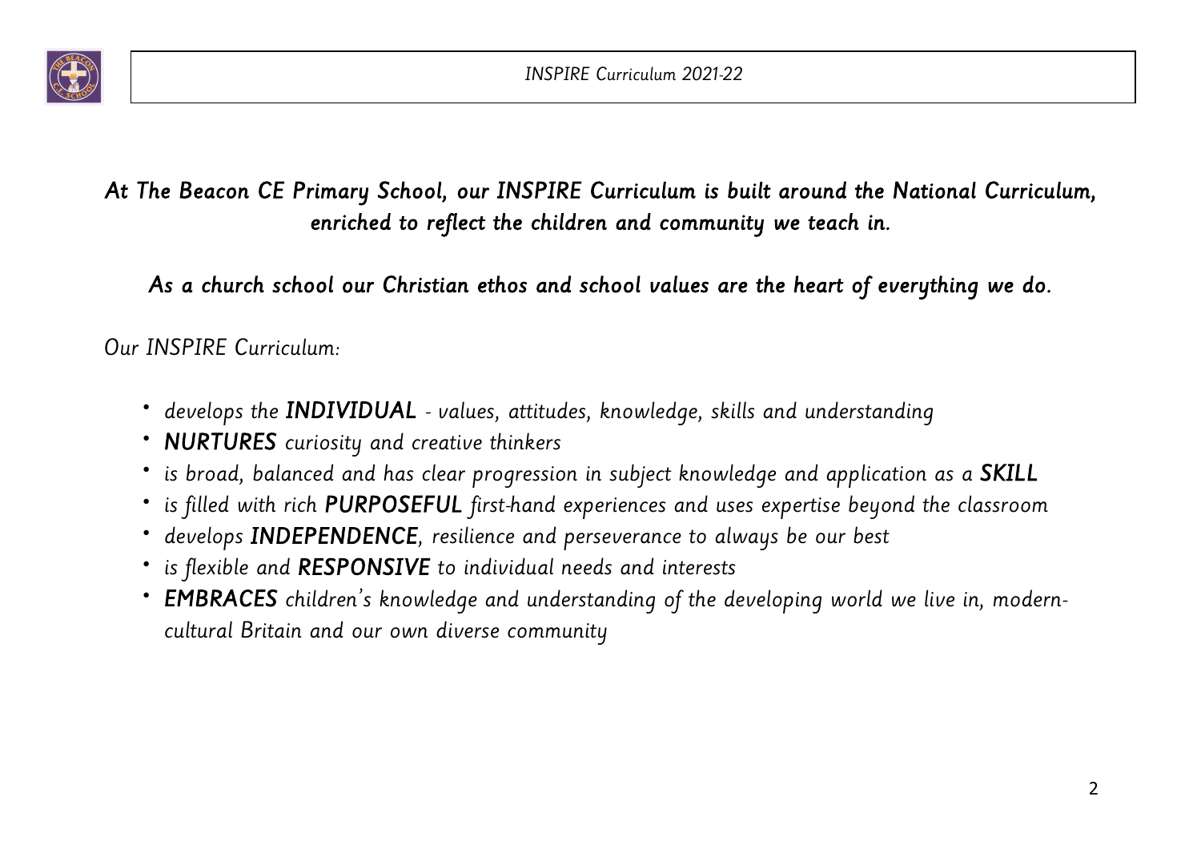*At The Beacon CE Primary School, our INSPIRE Curriculum is built around the National Curriculum, enriched to reflect the children and community we teach in.*

*As a church school our Christian ethos and school values are the heart of everything we do.*

*Our INSPIRE Curriculum:*

- *develops the **INDIVIDUAL** - values, attitudes, knowledge, skills and understanding*
- ***NURTURES** curiosity and creative thinkers*
- *is broad, balanced and has clear progression in subject knowledge and application as a **SKILL***
- *is filled with rich **PURPOSEFUL** first-hand experiences and uses expertise beyond the classroom*
- *develops **INDEPENDENCE**, resilience and perseverance to always be our best*
- *is flexible and **RESPONSIVE** to individual needs and interests*
- ***EMBRACES** children's knowledge and understanding of the developing world we live in, modern-cultural Britain and our own diverse community*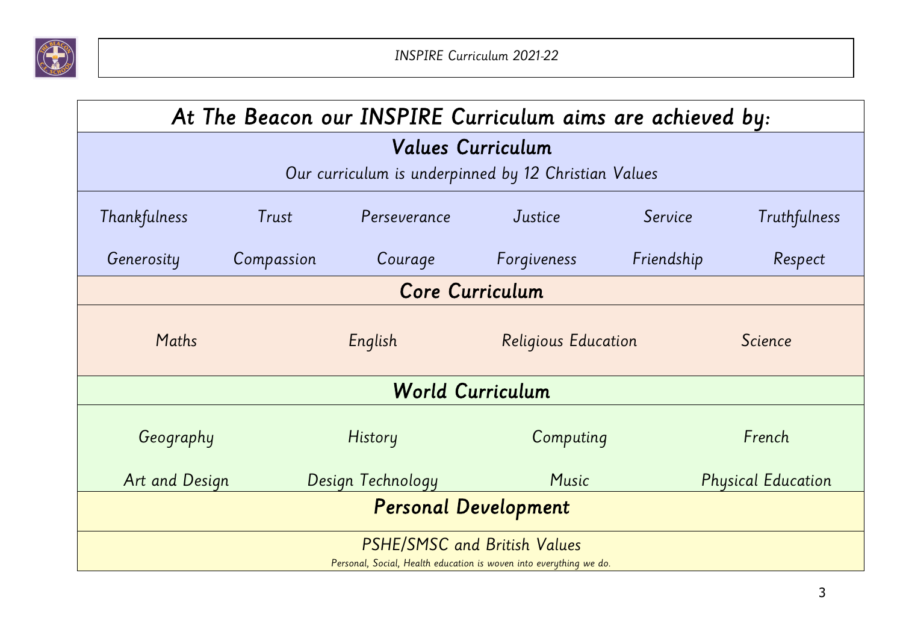# At The Beacon our INSPIRE Curriculum aims are achieved by:

## Values Curriculum

Our curriculum is underpinned by 12 Christian Values

| | | | | | |
|---|---|---|---|---|---|
| Thankfulness | Trust | Perseverance | Justice | Service | Truthfulness |
| Generosity | Compassion | Courage | Forgiveness | Friendship | Respect |

## Core Curriculum

| | | | |
|---|---|---|---|
| Maths | English | Religious Education | Science |

## World Curriculum

| | | | |
|---|---|---|---|
| Geography | History | Computing | French |
| Art and Design | Design Technology | Music | Physical Education |

## Personal Development

PSHE/SMSC and British Values

Personal, Social, Health education is woven into everything we do.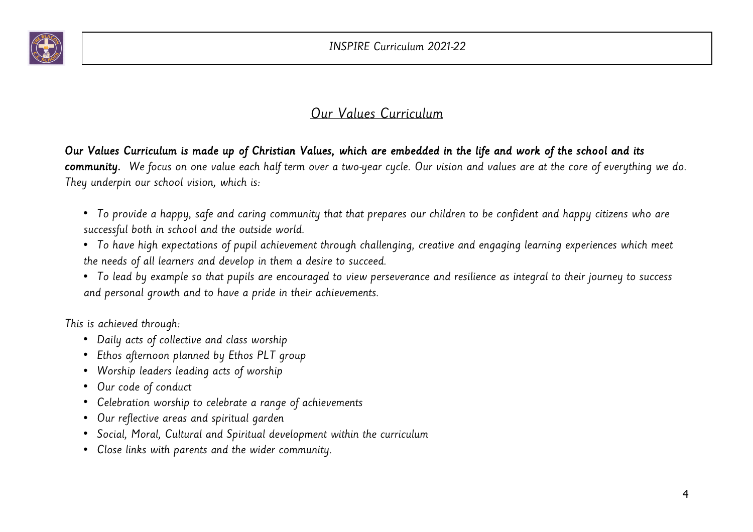## Our Values Curriculum

***Our Values Curriculum is made up of Christian Values, which are embedded in the life and work of the school and its community.*** *We focus on one value each half term over a two-year cycle. Our vision and values are at the core of everything we do. They underpin our school vision, which is:*

- *To provide a happy, safe and caring community that that prepares our children to be confident and happy citizens who are successful both in school and the outside world.*
- *To have high expectations of pupil achievement through challenging, creative and engaging learning experiences which meet the needs of all learners and develop in them a desire to succeed.*
- *To lead by example so that pupils are encouraged to view perseverance and resilience as integral to their journey to success and personal growth and to have a pride in their achievements.*

*This is achieved through:*

- *Daily acts of collective and class worship*
- *Ethos afternoon planned by Ethos PLT group*
- *Worship leaders leading acts of worship*
- *Our code of conduct*
- *Celebration worship to celebrate a range of achievements*
- *Our reflective areas and spiritual garden*
- *Social, Moral, Cultural and Spiritual development within the curriculum*
- *Close links with parents and the wider community.*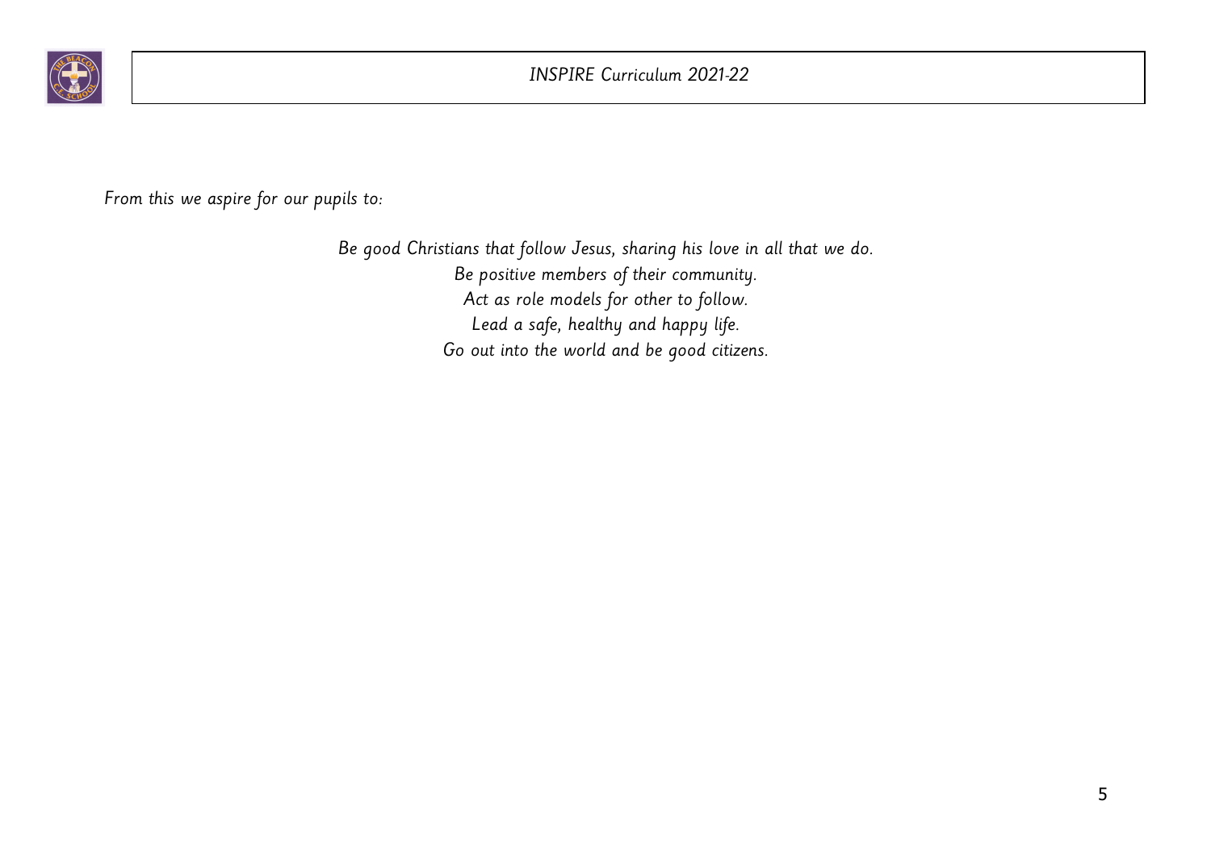*From this we aspire for our pupils to:*

*Be good Christians that follow Jesus, sharing his love in all that we do.*
*Be positive members of their community.*
*Act as role models for other to follow.*
*Lead a safe, healthy and happy life.*
*Go out into the world and be good citizens.*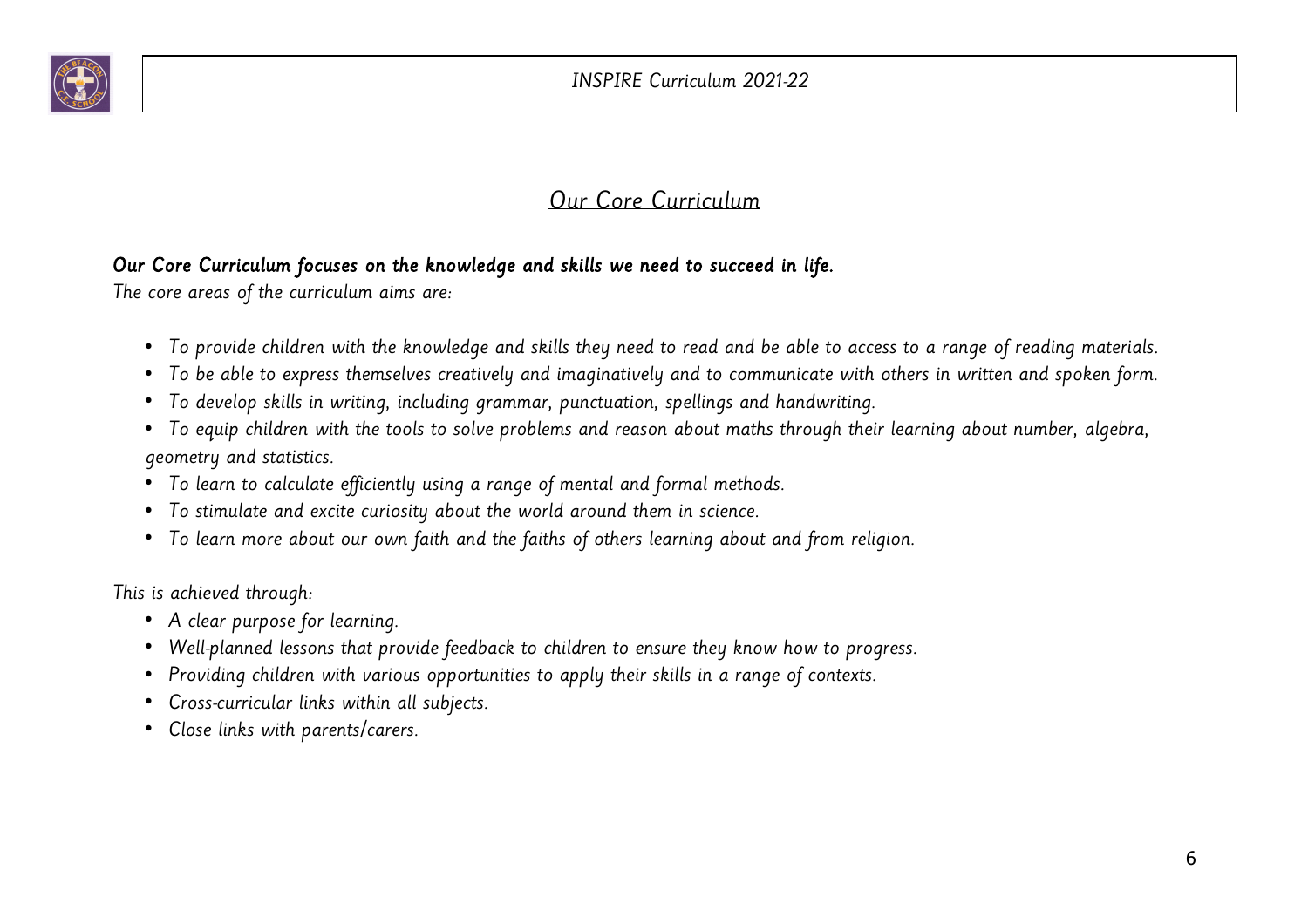## Our Core Curriculum

***Our Core Curriculum focuses on the knowledge and skills we need to succeed in life.***

*The core areas of the curriculum aims are:*

- *To provide children with the knowledge and skills they need to read and be able to access to a range of reading materials.*
- *To be able to express themselves creatively and imaginatively and to communicate with others in written and spoken form.*
- *To develop skills in writing, including grammar, punctuation, spellings and handwriting.*
- *To equip children with the tools to solve problems and reason about maths through their learning about number, algebra, geometry and statistics.*
- *To learn to calculate efficiently using a range of mental and formal methods.*
- *To stimulate and excite curiosity about the world around them in science.*
- *To learn more about our own faith and the faiths of others learning about and from religion.*

*This is achieved through:*

- *A clear purpose for learning.*
- *Well-planned lessons that provide feedback to children to ensure they know how to progress.*
- *Providing children with various opportunities to apply their skills in a range of contexts.*
- *Cross-curricular links within all subjects.*
- *Close links with parents/carers.*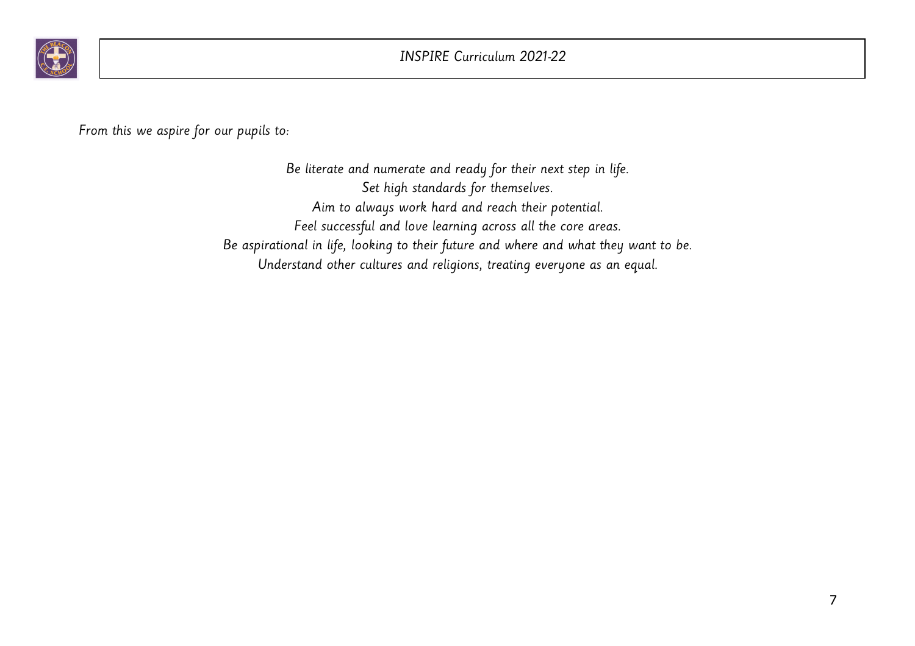*From this we aspire for our pupils to:*

*Be literate and numerate and ready for their next step in life.*
*Set high standards for themselves.*
*Aim to always work hard and reach their potential.*
*Feel successful and love learning across all the core areas.*
*Be aspirational in life, looking to their future and where and what they want to be.*
*Understand other cultures and religions, treating everyone as an equal.*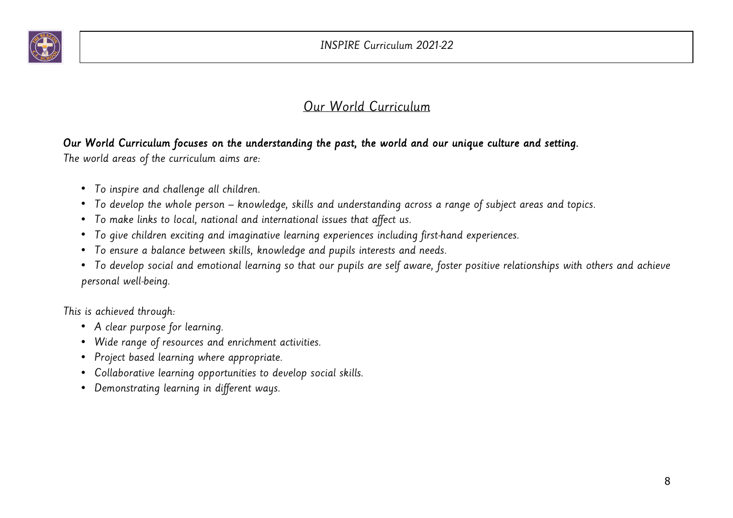## Our World Curriculum

***Our World Curriculum focuses on the understanding the past, the world and our unique culture and setting.***

*The world areas of the curriculum aims are:*

- *To inspire and challenge all children.*
- *To develop the whole person – knowledge, skills and understanding across a range of subject areas and topics.*
- *To make links to local, national and international issues that affect us.*
- *To give children exciting and imaginative learning experiences including first-hand experiences.*
- *To ensure a balance between skills, knowledge and pupils interests and needs.*
- *To develop social and emotional learning so that our pupils are self aware, foster positive relationships with others and achieve personal well-being.*

*This is achieved through:*

- *A clear purpose for learning.*
- *Wide range of resources and enrichment activities.*
- *Project based learning where appropriate.*
- *Collaborative learning opportunities to develop social skills.*
- *Demonstrating learning in different ways.*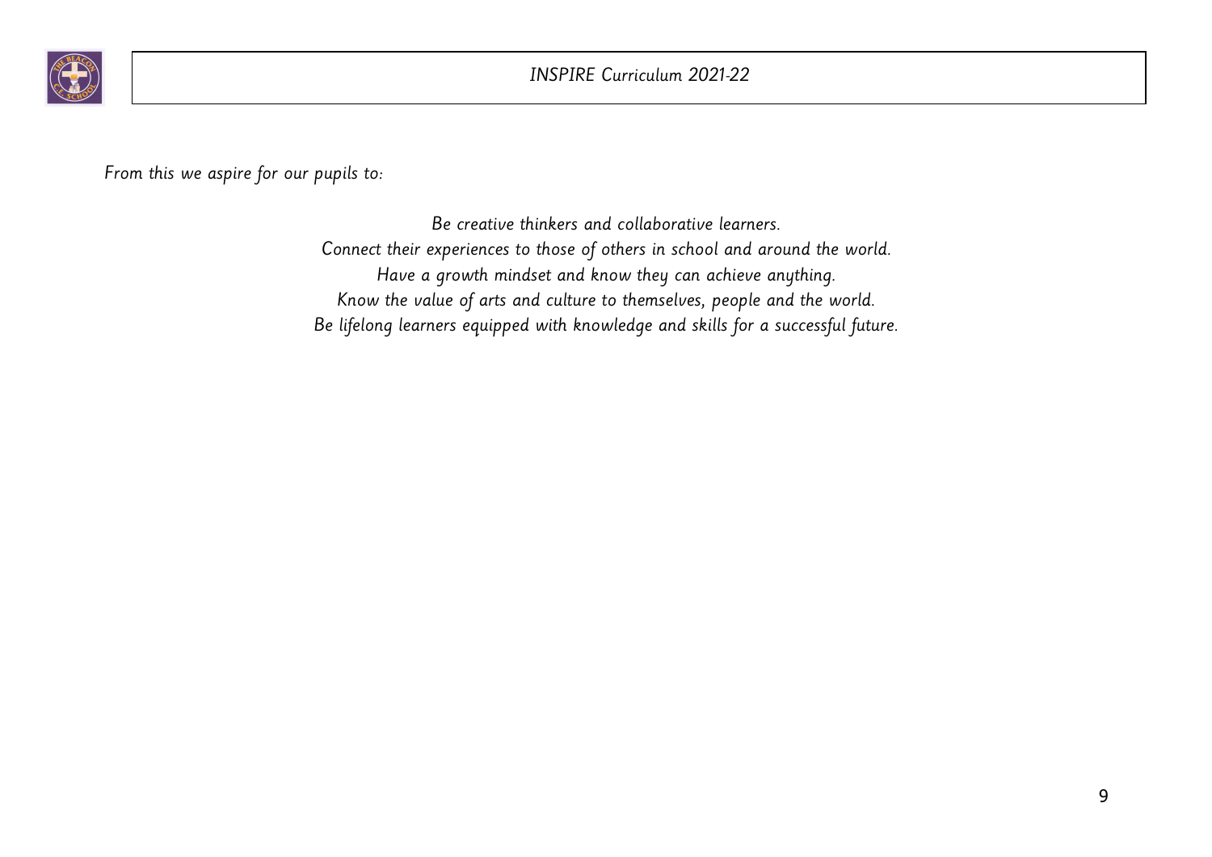*From this we aspire for our pupils to:*

*Be creative thinkers and collaborative learners.*
*Connect their experiences to those of others in school and around the world.*
*Have a growth mindset and know they can achieve anything.*
*Know the value of arts and culture to themselves, people and the world.*
*Be lifelong learners equipped with knowledge and skills for a successful future.*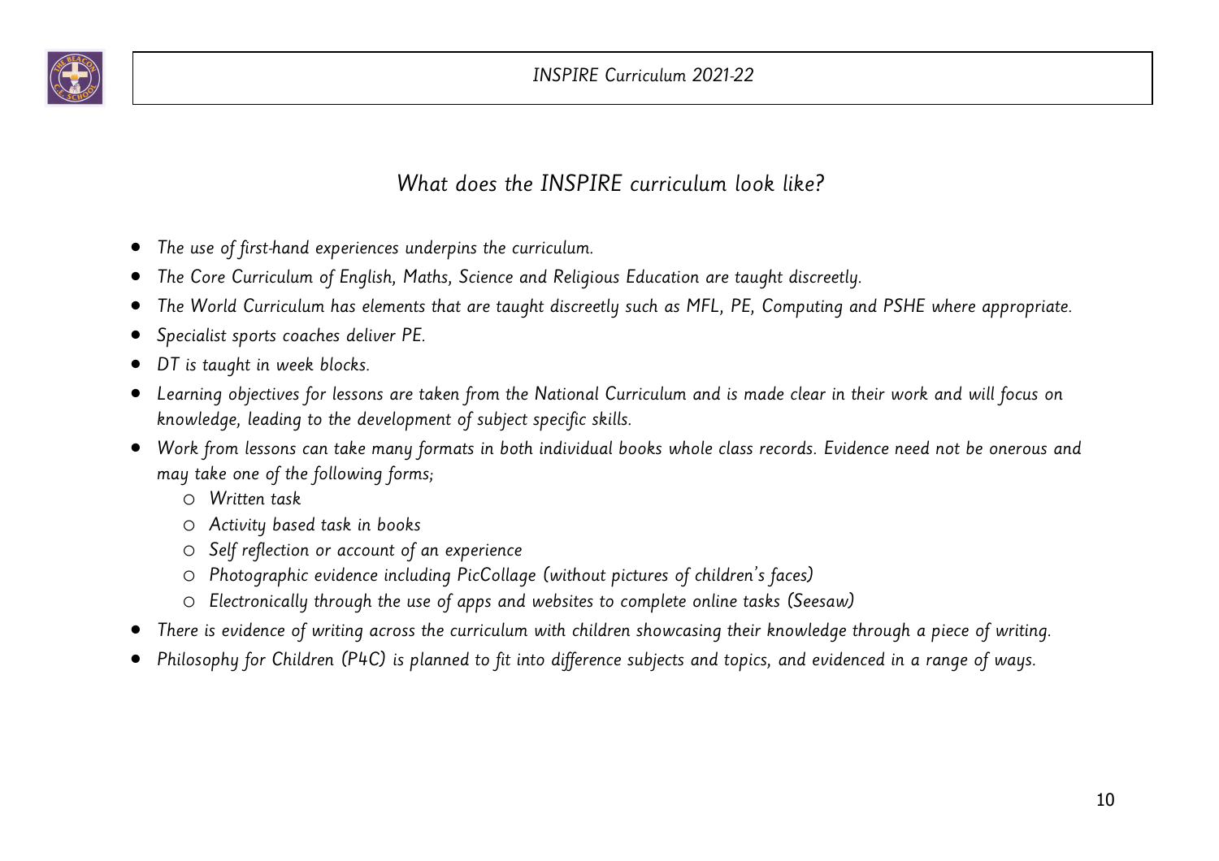## What does the INSPIRE curriculum look like?

- The use of first-hand experiences underpins the curriculum.
- The Core Curriculum of English, Maths, Science and Religious Education are taught discreetly.
- The World Curriculum has elements that are taught discreetly such as MFL, PE, Computing and PSHE where appropriate.
- Specialist sports coaches deliver PE.
- DT is taught in week blocks.
- Learning objectives for lessons are taken from the National Curriculum and is made clear in their work and will focus on knowledge, leading to the development of subject specific skills.
- Work from lessons can take many formats in both individual books whole class records. Evidence need not be onerous and may take one of the following forms;
  - Written task
  - Activity based task in books
  - Self reflection or account of an experience
  - Photographic evidence including PicCollage (without pictures of children's faces)
  - Electronically through the use of apps and websites to complete online tasks (Seesaw)
- There is evidence of writing across the curriculum with children showcasing their knowledge through a piece of writing.
- Philosophy for Children (P4C) is planned to fit into difference subjects and topics, and evidenced in a range of ways.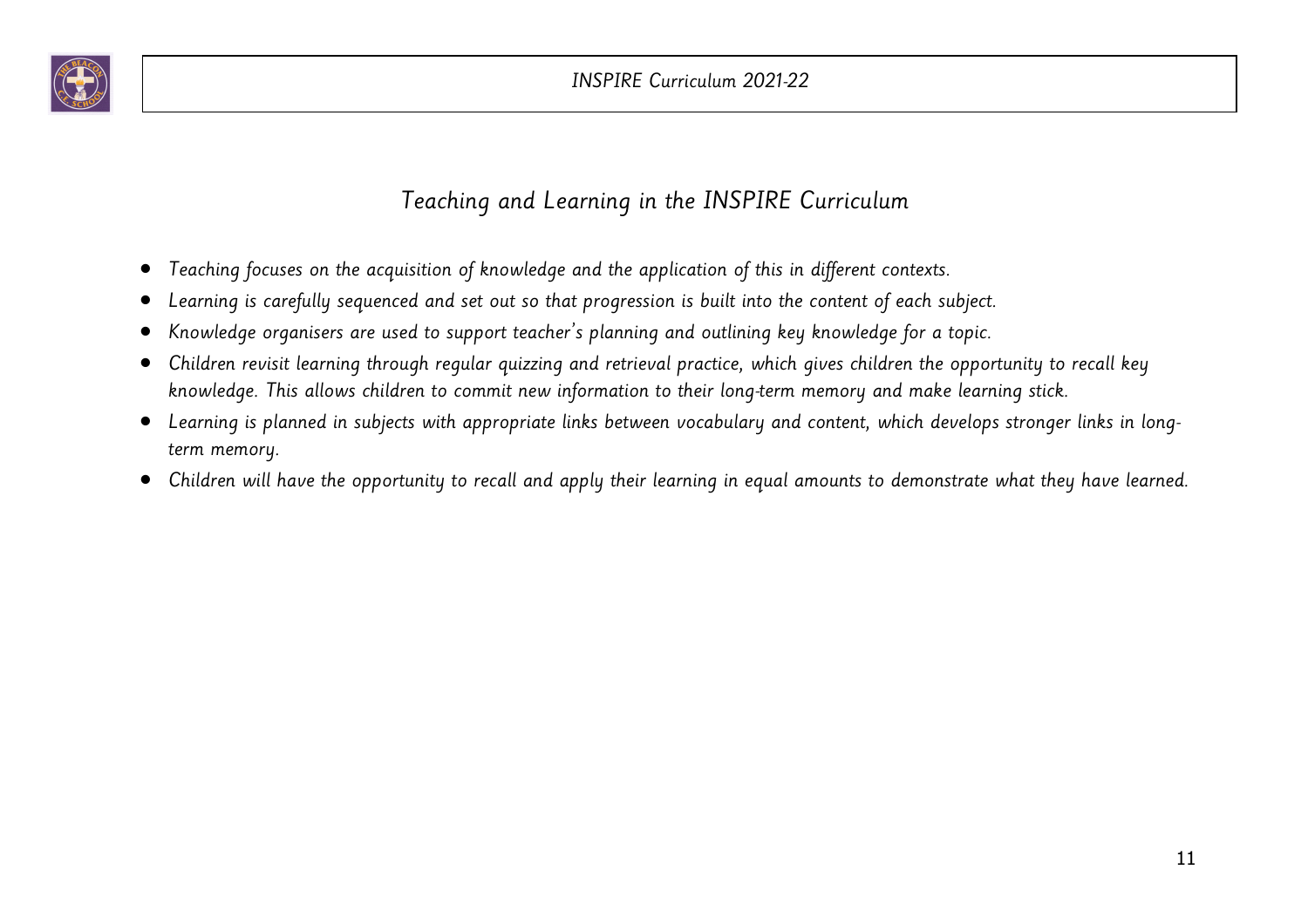# Teaching and Learning in the INSPIRE Curriculum

- Teaching focuses on the acquisition of knowledge and the application of this in different contexts.
- Learning is carefully sequenced and set out so that progression is built into the content of each subject.
- Knowledge organisers are used to support teacher's planning and outlining key knowledge for a topic.
- Children revisit learning through regular quizzing and retrieval practice, which gives children the opportunity to recall key knowledge. This allows children to commit new information to their long-term memory and make learning stick.
- Learning is planned in subjects with appropriate links between vocabulary and content, which develops stronger links in long-term memory.
- Children will have the opportunity to recall and apply their learning in equal amounts to demonstrate what they have learned.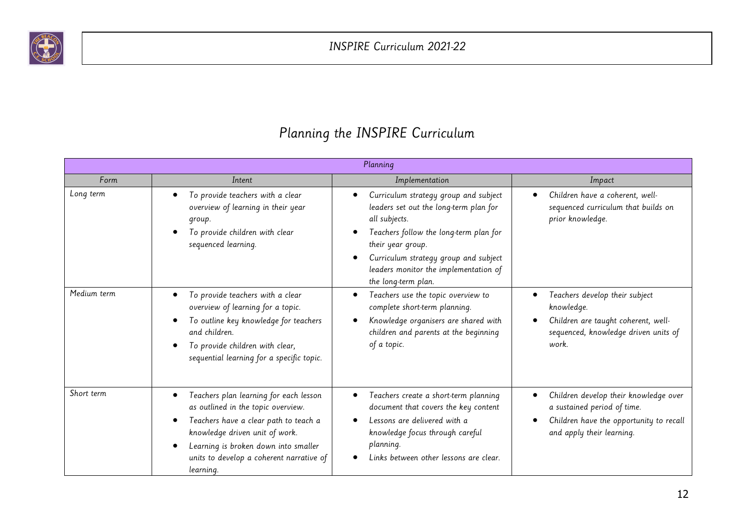# Planning the INSPIRE Curriculum

| Planning | | | |
|---|---|---|---|
| Form | Intent | Implementation | Impact |
| Long term | • To provide teachers with a clear overview of learning in their year group.<br>• To provide children with clear sequenced learning. | • Curriculum strategy group and subject leaders set out the long-term plan for all subjects.<br>• Teachers follow the long-term plan for their year group.<br>• Curriculum strategy group and subject leaders monitor the implementation of the long-term plan. | • Children have a coherent, well-sequenced curriculum that builds on prior knowledge. |
| Medium term | • To provide teachers with a clear overview of learning for a topic.<br>• To outline key knowledge for teachers and children.<br>• To provide children with clear, sequential learning for a specific topic. | • Teachers use the topic overview to complete short-term planning.<br>• Knowledge organisers are shared with children and parents at the beginning of a topic. | • Teachers develop their subject knowledge.<br>• Children are taught coherent, well-sequenced, knowledge driven units of work. |
| Short term | • Teachers plan learning for each lesson as outlined in the topic overview.<br>• Teachers have a clear path to teach a knowledge driven unit of work.<br>• Learning is broken down into smaller units to develop a coherent narrative of learning. | • Teachers create a short-term planning document that covers the key content<br>• Lessons are delivered with a knowledge focus through careful planning.<br>• Links between other lessons are clear. | • Children develop their knowledge over a sustained period of time.<br>• Children have the opportunity to recall and apply their learning. |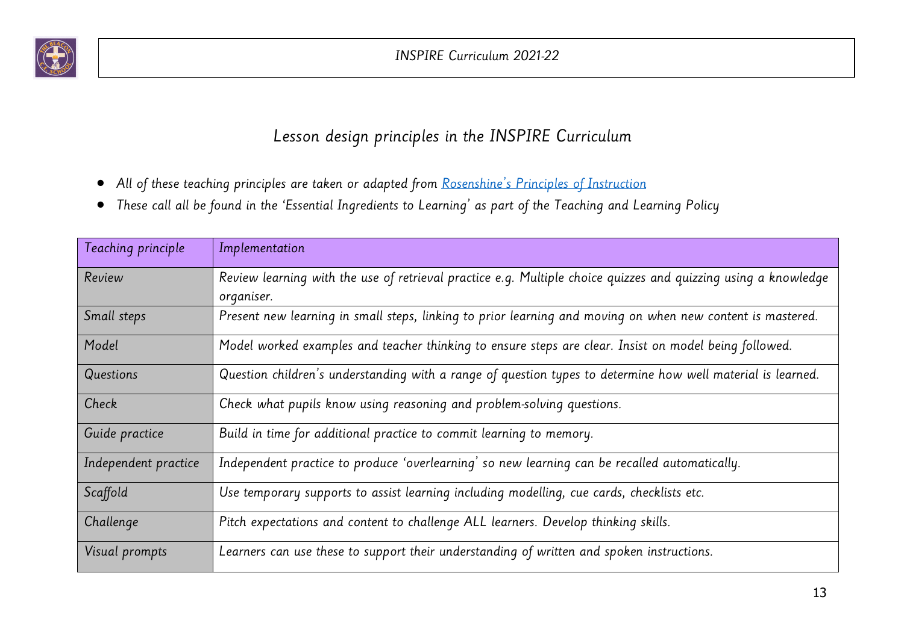# Lesson design principles in the INSPIRE Curriculum

- All of these teaching principles are taken or adapted from [Rosenshine's Principles of Instruction]
- These call all be found in the 'Essential Ingredients to Learning' as part of the Teaching and Learning Policy

| Teaching principle | Implementation |
|---|---|
| Review | Review learning with the use of retrieval practice e.g. Multiple choice quizzes and quizzing using a knowledge organiser. |
| Small steps | Present new learning in small steps, linking to prior learning and moving on when new content is mastered. |
| Model | Model worked examples and teacher thinking to ensure steps are clear. Insist on model being followed. |
| Questions | Question children's understanding with a range of question types to determine how well material is learned. |
| Check | Check what pupils know using reasoning and problem-solving questions. |
| Guide practice | Build in time for additional practice to commit learning to memory. |
| Independent practice | Independent practice to produce 'overlearning' so new learning can be recalled automatically. |
| Scaffold | Use temporary supports to assist learning including modelling, cue cards, checklists etc. |
| Challenge | Pitch expectations and content to challenge ALL learners. Develop thinking skills. |
| Visual prompts | Learners can use these to support their understanding of written and spoken instructions. |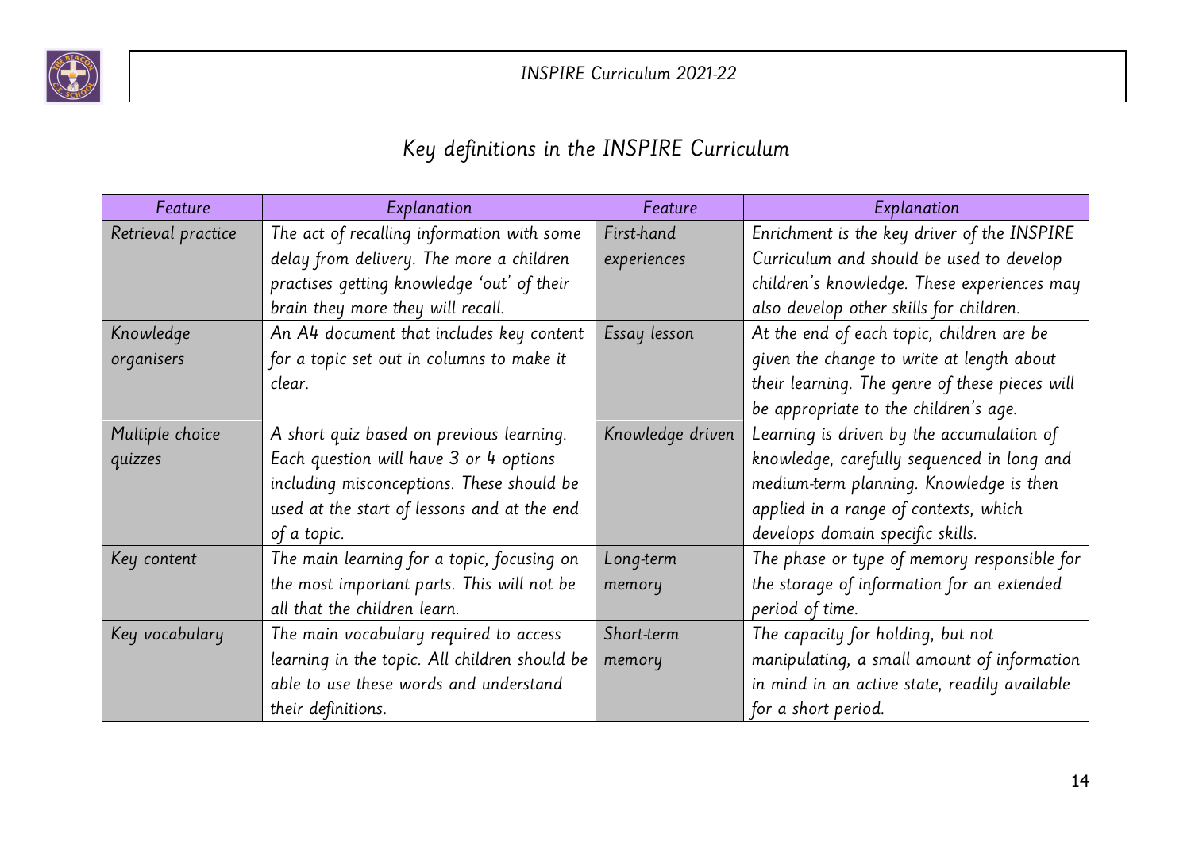# Key definitions in the INSPIRE Curriculum

| Feature | Explanation | Feature | Explanation |
|---|---|---|---|
| Retrieval practice | The act of recalling information with some delay from delivery. The more a children practises getting knowledge 'out' of their brain they more they will recall. | First-hand experiences | Enrichment is the key driver of the INSPIRE Curriculum and should be used to develop children's knowledge. These experiences may also develop other skills for children. |
| Knowledge organisers | An A4 document that includes key content for a topic set out in columns to make it clear. | Essay lesson | At the end of each topic, children are be given the change to write at length about their learning. The genre of these pieces will be appropriate to the children's age. |
| Multiple choice quizzes | A short quiz based on previous learning. Each question will have 3 or 4 options including misconceptions. These should be used at the start of lessons and at the end of a topic. | Knowledge driven | Learning is driven by the accumulation of knowledge, carefully sequenced in long and medium-term planning. Knowledge is then applied in a range of contexts, which develops domain specific skills. |
| Key content | The main learning for a topic, focusing on the most important parts. This will not be all that the children learn. | Long-term memory | The phase or type of memory responsible for the storage of information for an extended period of time. |
| Key vocabulary | The main vocabulary required to access learning in the topic. All children should be able to use these words and understand their definitions. | Short-term memory | The capacity for holding, but not manipulating, a small amount of information in mind in an active state, readily available for a short period. |